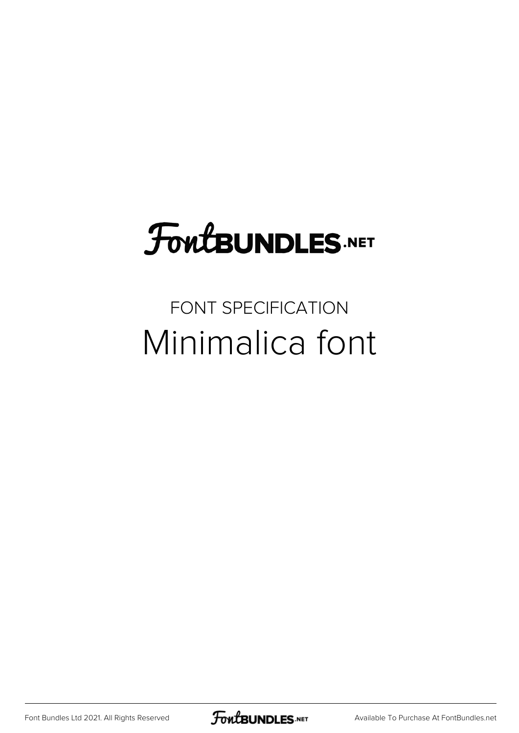# FontBUNDLES.NET

FONT SPECIFICATION

## Minimalica font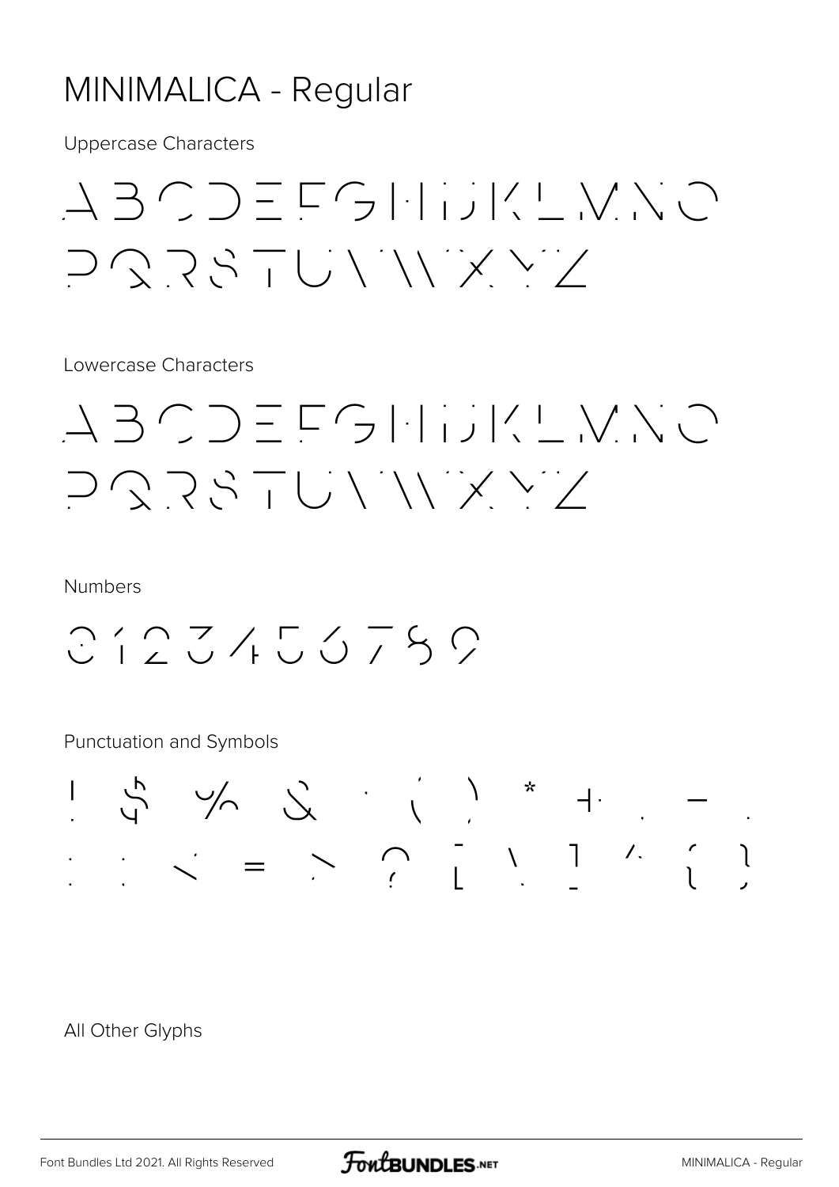# MINIMALICA - Regular

Uppercase Characters

ABCDEFGHIJKLMNO
PQRSTUVWXYZ

Lowercase Characters

ABCDEFGHIJKLMNO
PQRSTUVWXYZ

Numbers

0123456789

Punctuation and Symbols

! $ % & ' ( ) * + , - .
: ; < = > ? [ \ ] ^ { }

All Other Glyphs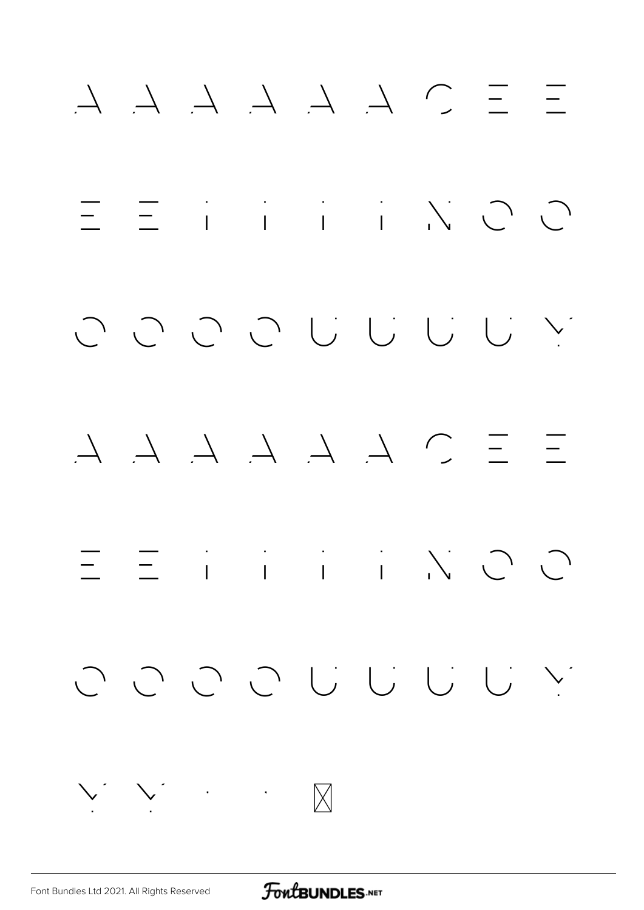À Á Â Ã Ä Å Ç È É

Ê Ë Ì Í Î Ï Ñ Ò Ó

Ô Õ Ö Ø Ù Ú Û Ü Ý

à á â ã ä å ç è é

ê ë ì í î ï ñ ò ó

ô õ ö ø ù ú û ü ý

ÿ Ÿ · · ☒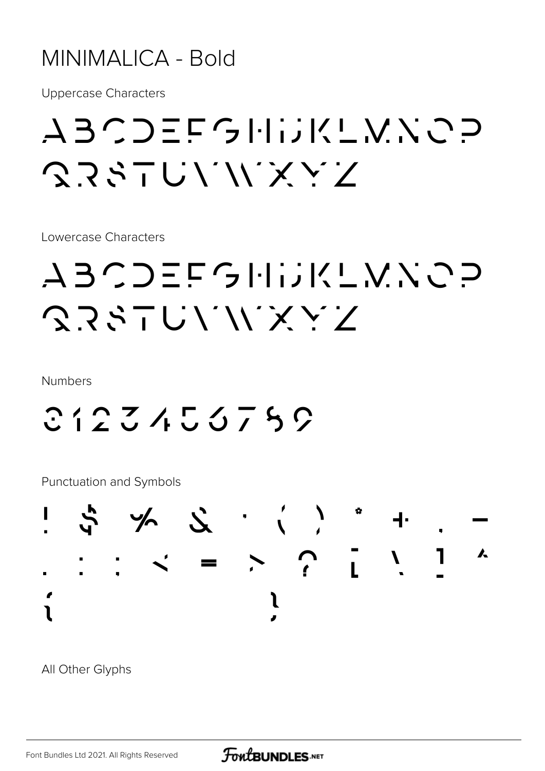# MINIMALICA - Bold

Uppercase Characters

ABCDEFGHIJKLMNOP
QRSTUVWXYZ

Lowercase Characters

ABCDEFGHIJKLMNOP
QRSTUVWXYZ

Numbers

0123456789

Punctuation and Symbols

! $ % & ' ( ) * + , -
. : ; < = > ? [ \ ] ^
{ }

All Other Glyphs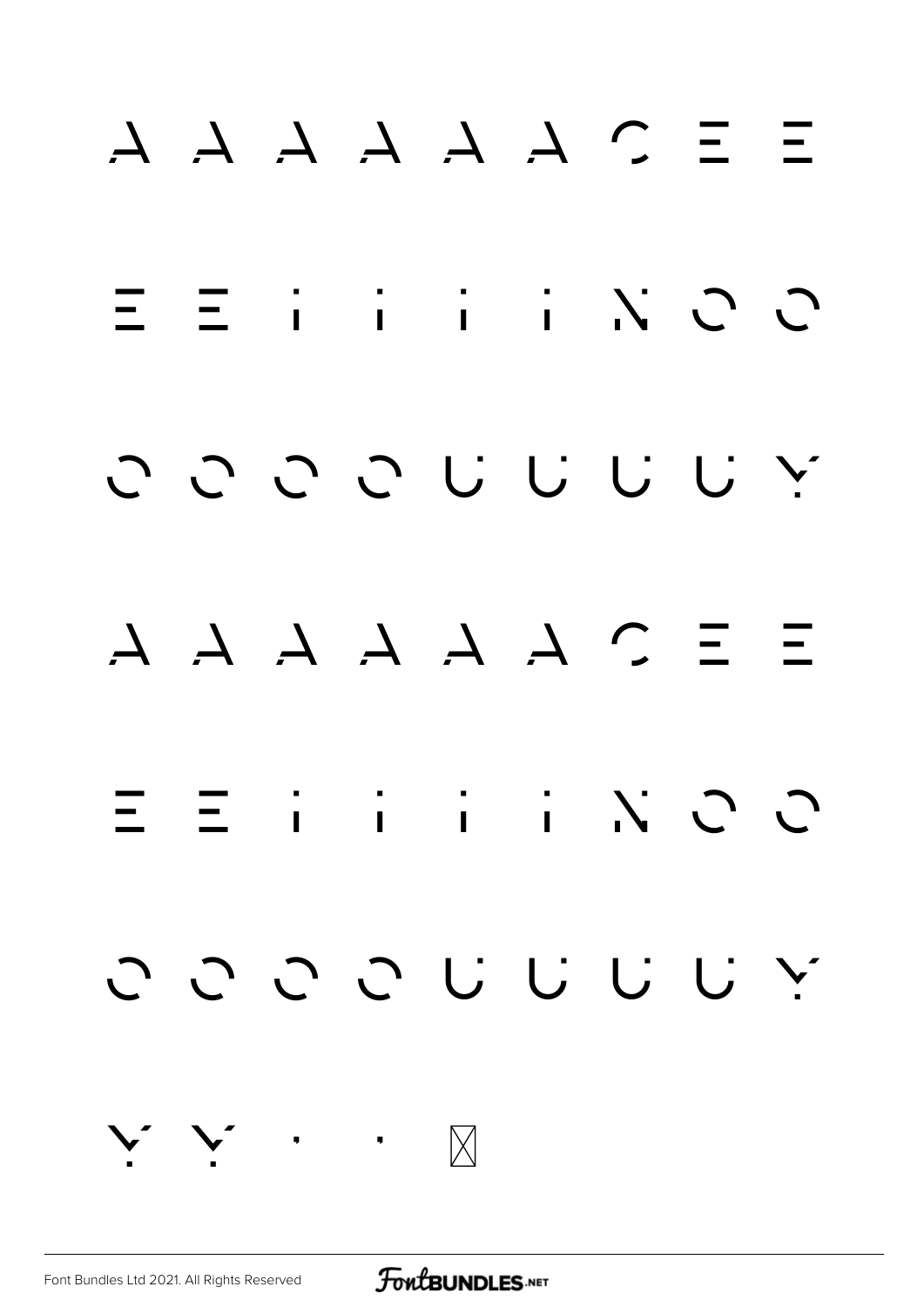À Á Â Ã Ä Å Ç È É

Ê Ë Ì Í Î Ï Ñ Ò Ó

Ô Õ Ö Ø Ù Ú Û Ü Ý

à á â ã ä å ç è é

ê ë ì í î ï ñ ò ó

ô õ ö ø ù ú û ü ý

ÿ Ÿ ‘ ’ ⊠